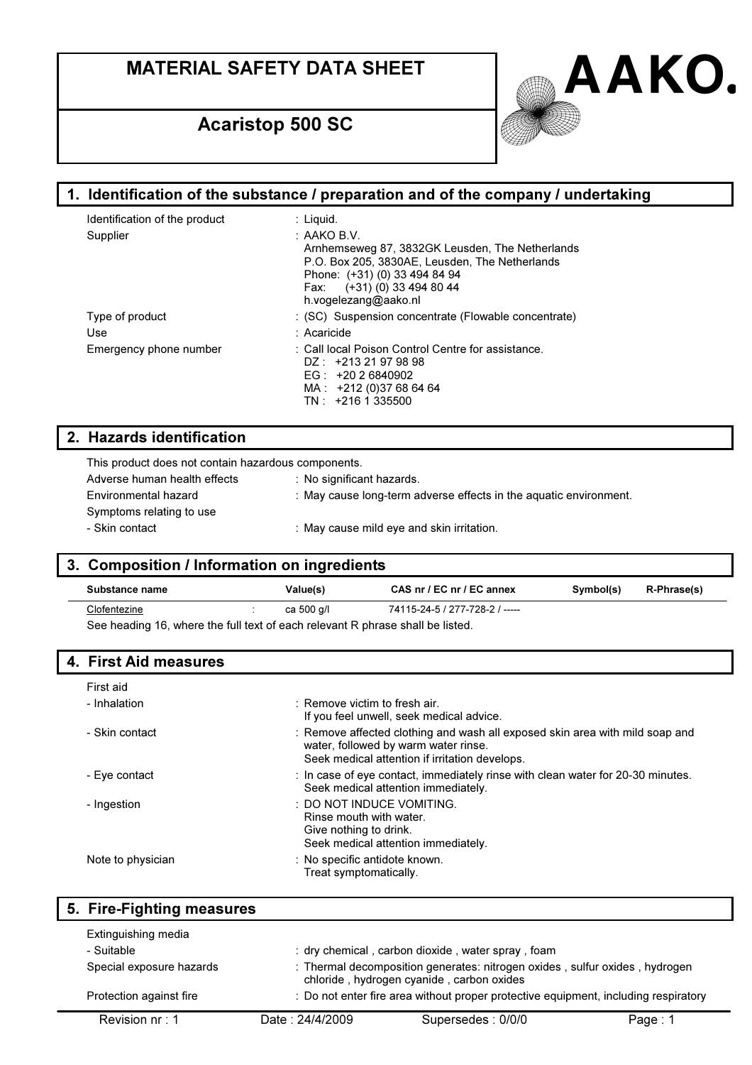# MATERIAL SAFETY DATA SHEET

## Acaristop 500 SC

AAKO.

## 1. Identification of the substance / preparation and of the company / undertaking

| | |
|---|---|
| Identification of the product | : Liquid. |
| Supplier | : AAKO B.V.<br>Arnhemseweg 87, 3832GK Leusden, The Netherlands<br>P.O. Box 205, 3830AE, Leusden, The Netherlands<br>Phone: (+31) (0) 33 494 84 94<br>Fax: (+31) (0) 33 494 80 44<br>h.vogelezang@aako.nl |
| Type of product | : (SC) Suspension concentrate (Flowable concentrate) |
| Use | : Acaricide |
| Emergency phone number | : Call local Poison Control Centre for assistance.<br>DZ : +213 21 97 98 98<br>EG : +20 2 6840902<br>MA : +212 (0)37 68 64 64<br>TN : +216 1 335500 |

## 2. Hazards identification

This product does not contain hazardous components.

| | |
|---|---|
| Adverse human health effects | : No significant hazards. |
| Environmental hazard | : May cause long-term adverse effects in the aquatic environment. |
| Symptoms relating to use | |
| - Skin contact | : May cause mild eye and skin irritation. |

## 3. Composition / Information on ingredients

| Substance name | | Value(s) | CAS nr / EC nr / EC annex | Symbol(s) | R-Phrase(s) |
|---|---|---|---|---|---|
| Clofentezine | : | ca 500 g/l | 74115-24-5 / 277-728-2 / ----- | | |

See heading 16, where the full text of each relevant R phrase shall be listed.

## 4. First Aid measures

| | |
|---|---|
| First aid | |
| - Inhalation | : Remove victim to fresh air.<br>If you feel unwell, seek medical advice. |
| - Skin contact | : Remove affected clothing and wash all exposed skin area with mild soap and water, followed by warm water rinse.<br>Seek medical attention if irritation develops. |
| - Eye contact | : In case of eye contact, immediately rinse with clean water for 20-30 minutes.<br>Seek medical attention immediately. |
| - Ingestion | : DO NOT INDUCE VOMITING.<br>Rinse mouth with water.<br>Give nothing to drink.<br>Seek medical attention immediately. |
| Note to physician | : No specific antidote known.<br>Treat symptomatically. |

## 5. Fire-Fighting measures

| | |
|---|---|
| Extinguishing media | |
| - Suitable | : dry chemical , carbon dioxide , water spray , foam |
| Special exposure hazards | : Thermal decomposition generates: nitrogen oxides , sulfur oxides , hydrogen chloride , hydrogen cyanide , carbon oxides |
| Protection against fire | : Do not enter fire area without proper protective equipment, including respiratory |

Revision nr : 1 | Date : 24/4/2009 | Supersedes : 0/0/0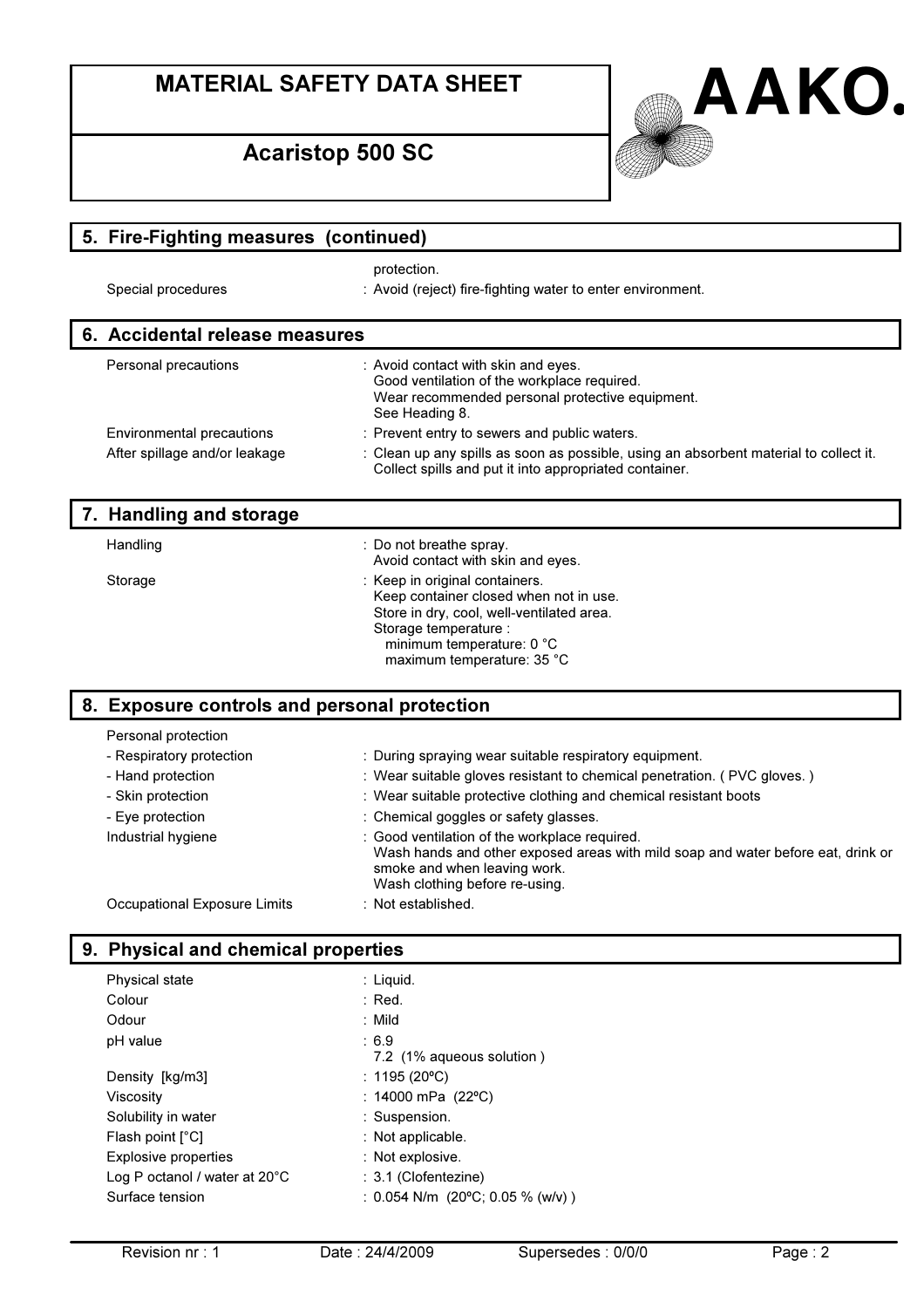## 5. Fire-Fighting measures (continued)

| | |
|---|---|
| | protection. |
| Special procedures | : Avoid (reject) fire-fighting water to enter environment. |

## 6. Accidental release measures

| | |
|---|---|
| Personal precautions | : Avoid contact with skin and eyes.<br>Good ventilation of the workplace required.<br>Wear recommended personal protective equipment.<br>See Heading 8. |
| Environmental precautions | : Prevent entry to sewers and public waters. |
| After spillage and/or leakage | : Clean up any spills as soon as possible, using an absorbent material to collect it.<br>Collect spills and put it into appropriated container. |

## 7. Handling and storage

| | |
|---|---|
| Handling | : Do not breathe spray.<br>Avoid contact with skin and eyes. |
| Storage | : Keep in original containers.<br>Keep container closed when not in use.<br>Store in dry, cool, well-ventilated area.<br>Storage temperature :<br>minimum temperature: 0 °C<br>maximum temperature: 35 °C |

## 8. Exposure controls and personal protection

| | |
|---|---|
| Personal protection | |
| - Respiratory protection | : During spraying wear suitable respiratory equipment. |
| - Hand protection | : Wear suitable gloves resistant to chemical penetration. ( PVC gloves. ) |
| - Skin protection | : Wear suitable protective clothing and chemical resistant boots |
| - Eye protection | : Chemical goggles or safety glasses. |
| Industrial hygiene | : Good ventilation of the workplace required.<br>Wash hands and other exposed areas with mild soap and water before eat, drink or smoke and when leaving work.<br>Wash clothing before re-using. |
| Occupational Exposure Limits | : Not established. |

## 9. Physical and chemical properties

| | |
|---|---|
| Physical state | : Liquid. |
| Colour | : Red. |
| Odour | : Mild |
| pH value | : 6.9<br>7.2 (1% aqueous solution ) |
| Density [kg/m3] | : 1195 (20ºC) |
| Viscosity | : 14000 mPa (22ºC) |
| Solubility in water | : Suspension. |
| Flash point [°C] | : Not applicable. |
| Explosive properties | : Not explosive. |
| Log P octanol / water at 20°C | : 3.1 (Clofentezine) |
| Surface tension | : 0.054 N/m (20ºC; 0.05 % (w/v) ) |

Revision nr : 1 Date : 24/4/2009 Supersedes : 0/0/0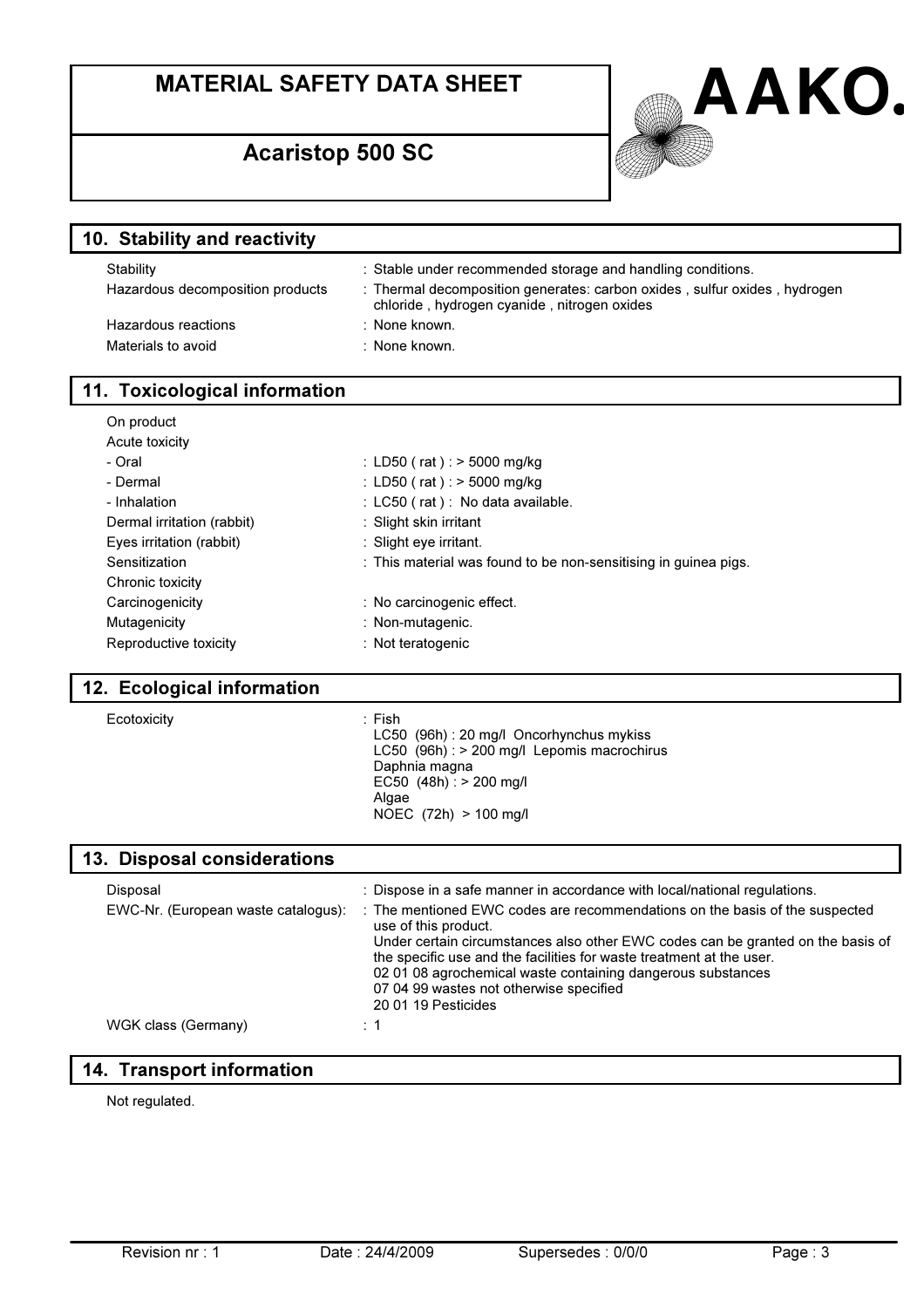# MATERIAL SAFETY DATA SHEET

## Acaristop 500 SC

AAKO.

## 10. Stability and reactivity

| | |
|---|---|
| Stability | : Stable under recommended storage and handling conditions. |
| Hazardous decomposition products | : Thermal decomposition generates: carbon oxides , sulfur oxides , hydrogen chloride , hydrogen cyanide , nitrogen oxides |
| Hazardous reactions | : None known. |
| Materials to avoid | : None known. |

## 11. Toxicological information

| | |
|---|---|
| On product | |
| Acute toxicity | |
| - Oral | : LD50 ( rat ) : > 5000 mg/kg |
| - Dermal | : LD50 ( rat ) : > 5000 mg/kg |
| - Inhalation | : LC50 ( rat ) : No data available. |
| Dermal irritation (rabbit) | : Slight skin irritant |
| Eyes irritation (rabbit) | : Slight eye irritant. |
| Sensitization | : This material was found to be non-sensitising in guinea pigs. |
| Chronic toxicity | |
| Carcinogenicity | : No carcinogenic effect. |
| Mutagenicity | : Non-mutagenic. |
| Reproductive toxicity | : Not teratogenic |

## 12. Ecological information

Ecotoxicity : Fish
LC50 (96h) : 20 mg/l Oncorhynchus mykiss
LC50 (96h) : > 200 mg/l Lepomis macrochirus
Daphnia magna
EC50 (48h) : > 200 mg/l
Algae
NOEC (72h) > 100 mg/l

## 13. Disposal considerations

| | |
|---|---|
| Disposal | : Dispose in a safe manner in accordance with local/national regulations. |
| EWC-Nr. (European waste catalogus): | : The mentioned EWC codes are recommendations on the basis of the suspected use of this product.<br>Under certain circumstances also other EWC codes can be granted on the basis of the specific use and the facilities for waste treatment at the user.<br>02 01 08 agrochemical waste containing dangerous substances<br>07 04 99 wastes not otherwise specified<br>20 01 19 Pesticides |
| WGK class (Germany) | : 1 |

## 14. Transport information

Not regulated.

Revision nr : 1 Date : 24/4/2009 Supersedes : 0/0/0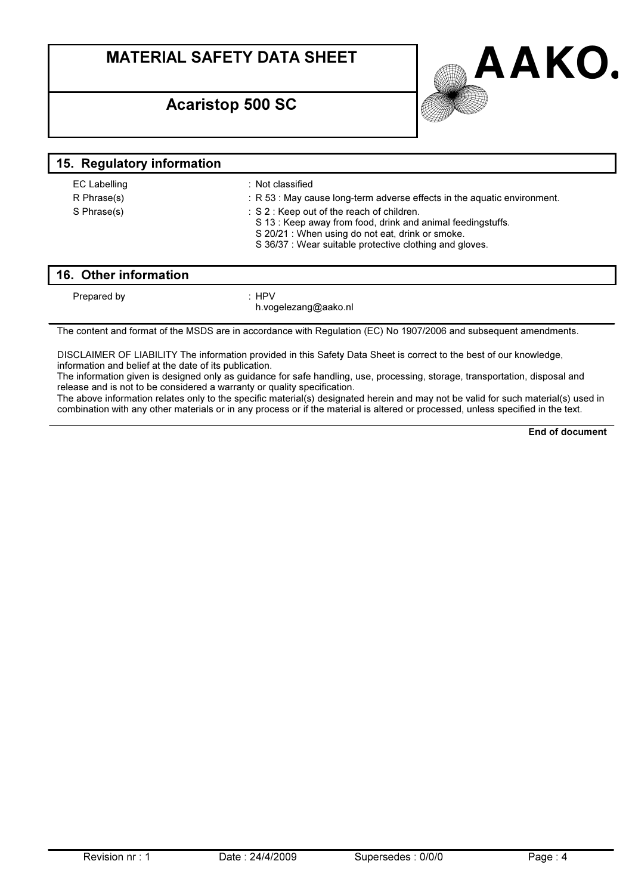## 15. Regulatory information

| | |
|---|---|
| EC Labelling | : Not classified |
| R Phrase(s) | : R 53 : May cause long-term adverse effects in the aquatic environment. |
| S Phrase(s) | : S 2 : Keep out of the reach of children.<br>S 13 : Keep away from food, drink and animal feedingstuffs.<br>S 20/21 : When using do not eat, drink or smoke.<br>S 36/37 : Wear suitable protective clothing and gloves. |

## 16. Other information

| | |
|---|---|
| Prepared by | : HPV<br>h.vogelezang@aako.nl |

The content and format of the MSDS are in accordance with Regulation (EC) No 1907/2006 and subsequent amendments.

DISCLAIMER OF LIABILITY The information provided in this Safety Data Sheet is correct to the best of our knowledge, information and belief at the date of its publication.
The information given is designed only as guidance for safe handling, use, processing, storage, transportation, disposal and release and is not to be considered a warranty or quality specification.
The above information relates only to the specific material(s) designated herein and may not be valid for such material(s) used in combination with any other materials or in any process or if the material is altered or processed, unless specified in the text.

**End of document**